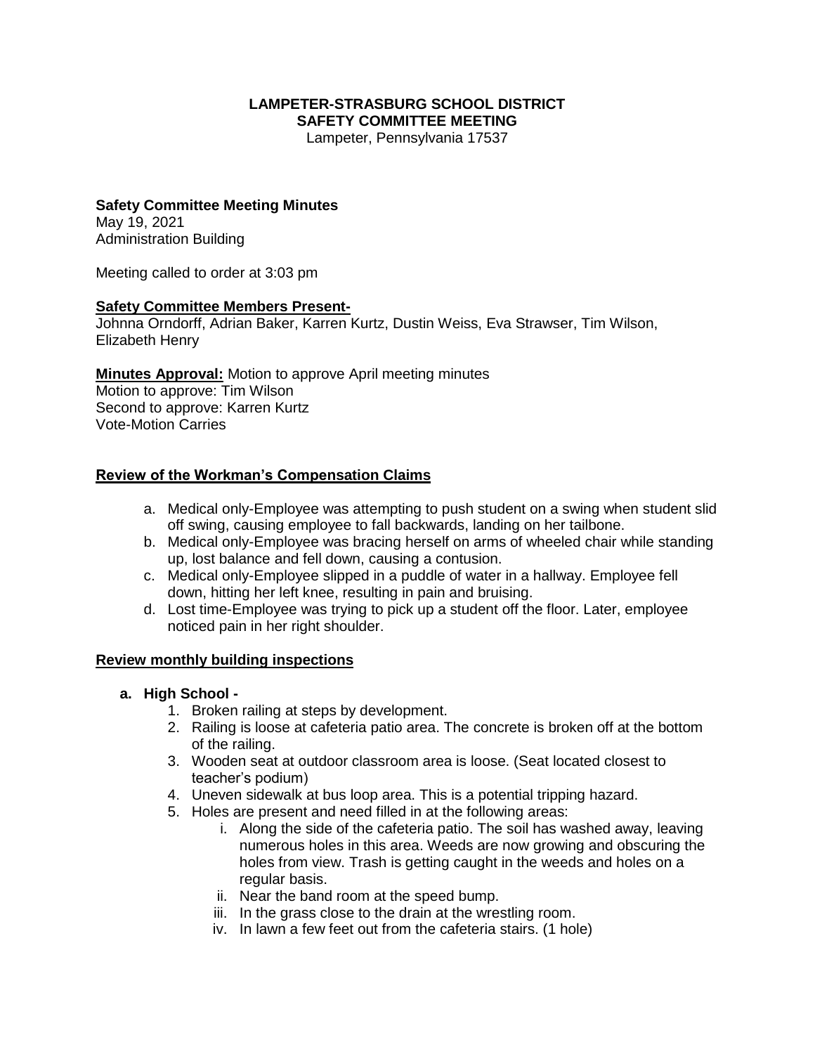# LAMPETER-STRASBURG SCHOOL DISTRICT
## SAFETY COMMITTEE MEETING

Lampeter, Pennsylvania 17537

**Safety Committee Meeting Minutes**
May 19, 2021
Administration Building

Meeting called to order at 3:03 pm

**Safety Committee Members Present-**
Johnna Orndorff, Adrian Baker, Karren Kurtz, Dustin Weiss, Eva Strawser, Tim Wilson, Elizabeth Henry

**Minutes Approval:** Motion to approve April meeting minutes
Motion to approve: Tim Wilson
Second to approve: Karren Kurtz
Vote-Motion Carries

### Review of the Workman's Compensation Claims

a. Medical only-Employee was attempting to push student on a swing when student slid off swing, causing employee to fall backwards, landing on her tailbone.
b. Medical only-Employee was bracing herself on arms of wheeled chair while standing up, lost balance and fell down, causing a contusion.
c. Medical only-Employee slipped in a puddle of water in a hallway. Employee fell down, hitting her left knee, resulting in pain and bruising.
d. Lost time-Employee was trying to pick up a student off the floor. Later, employee noticed pain in her right shoulder.

### Review monthly building inspections

**a. High School -**

1. Broken railing at steps by development.
2. Railing is loose at cafeteria patio area. The concrete is broken off at the bottom of the railing.
3. Wooden seat at outdoor classroom area is loose. (Seat located closest to teacher's podium)
4. Uneven sidewalk at bus loop area. This is a potential tripping hazard.
5. Holes are present and need filled in at the following areas:
   i. Along the side of the cafeteria patio. The soil has washed away, leaving numerous holes in this area. Weeds are now growing and obscuring the holes from view. Trash is getting caught in the weeds and holes on a regular basis.
   ii. Near the band room at the speed bump.
   iii. In the grass close to the drain at the wrestling room.
   iv. In lawn a few feet out from the cafeteria stairs. (1 hole)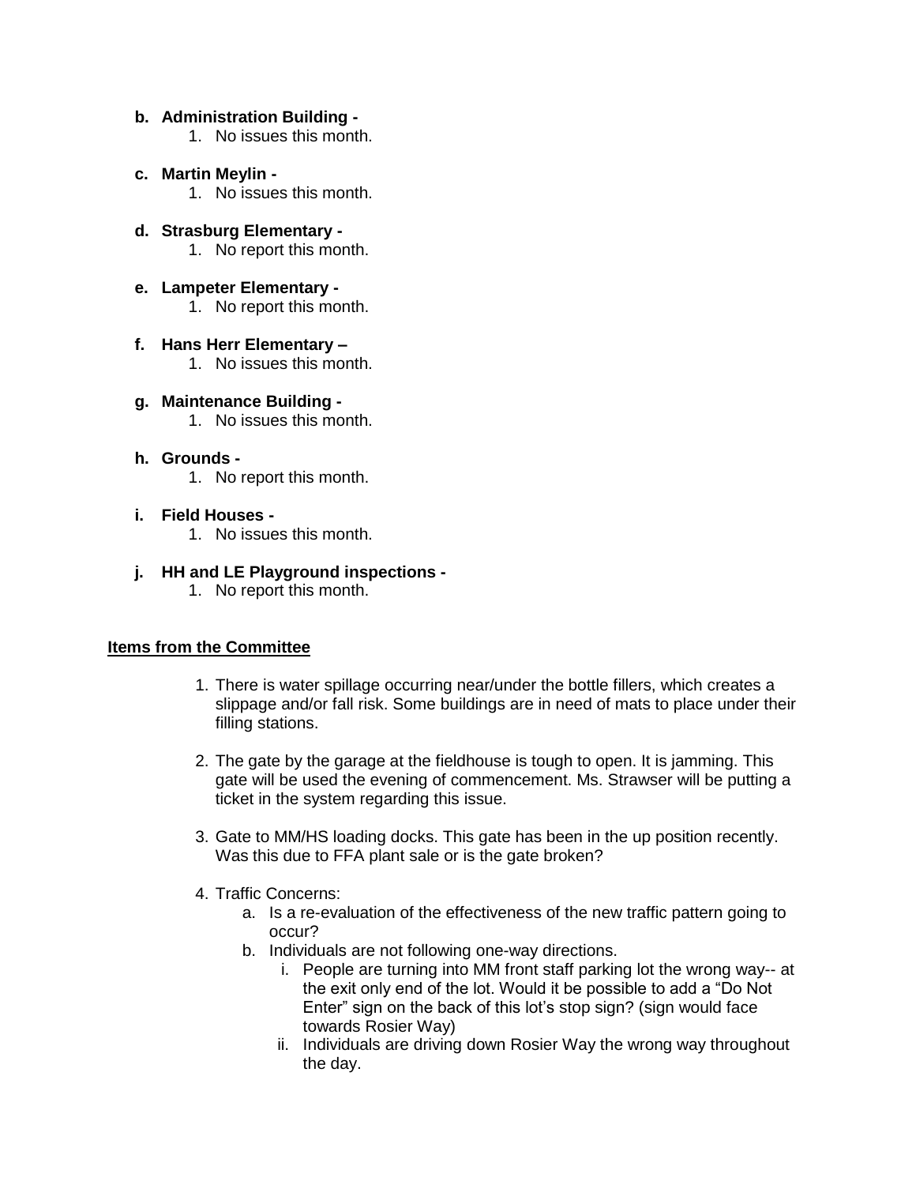**b. Administration Building -**

1. No issues this month.

**c. Martin Meylin -**

1. No issues this month.

**d. Strasburg Elementary -**

1. No report this month.

**e. Lampeter Elementary -**

1. No report this month.

**f. Hans Herr Elementary –**

1. No issues this month.

**g. Maintenance Building -**

1. No issues this month.

**h. Grounds -**

1. No report this month.

**i. Field Houses -**

1. No issues this month.

**j. HH and LE Playground inspections -**

1. No report this month.

## Items from the Committee

1. There is water spillage occurring near/under the bottle fillers, which creates a slippage and/or fall risk. Some buildings are in need of mats to place under their filling stations.

2. The gate by the garage at the fieldhouse is tough to open. It is jamming. This gate will be used the evening of commencement. Ms. Strawser will be putting a ticket in the system regarding this issue.

3. Gate to MM/HS loading docks. This gate has been in the up position recently. Was this due to FFA plant sale or is the gate broken?

4. Traffic Concerns:
   a. Is a re-evaluation of the effectiveness of the new traffic pattern going to occur?
   b. Individuals are not following one-way directions.
      i. People are turning into MM front staff parking lot the wrong way-- at the exit only end of the lot. Would it be possible to add a “Do Not Enter” sign on the back of this lot’s stop sign? (sign would face towards Rosier Way)
      ii. Individuals are driving down Rosier Way the wrong way throughout the day.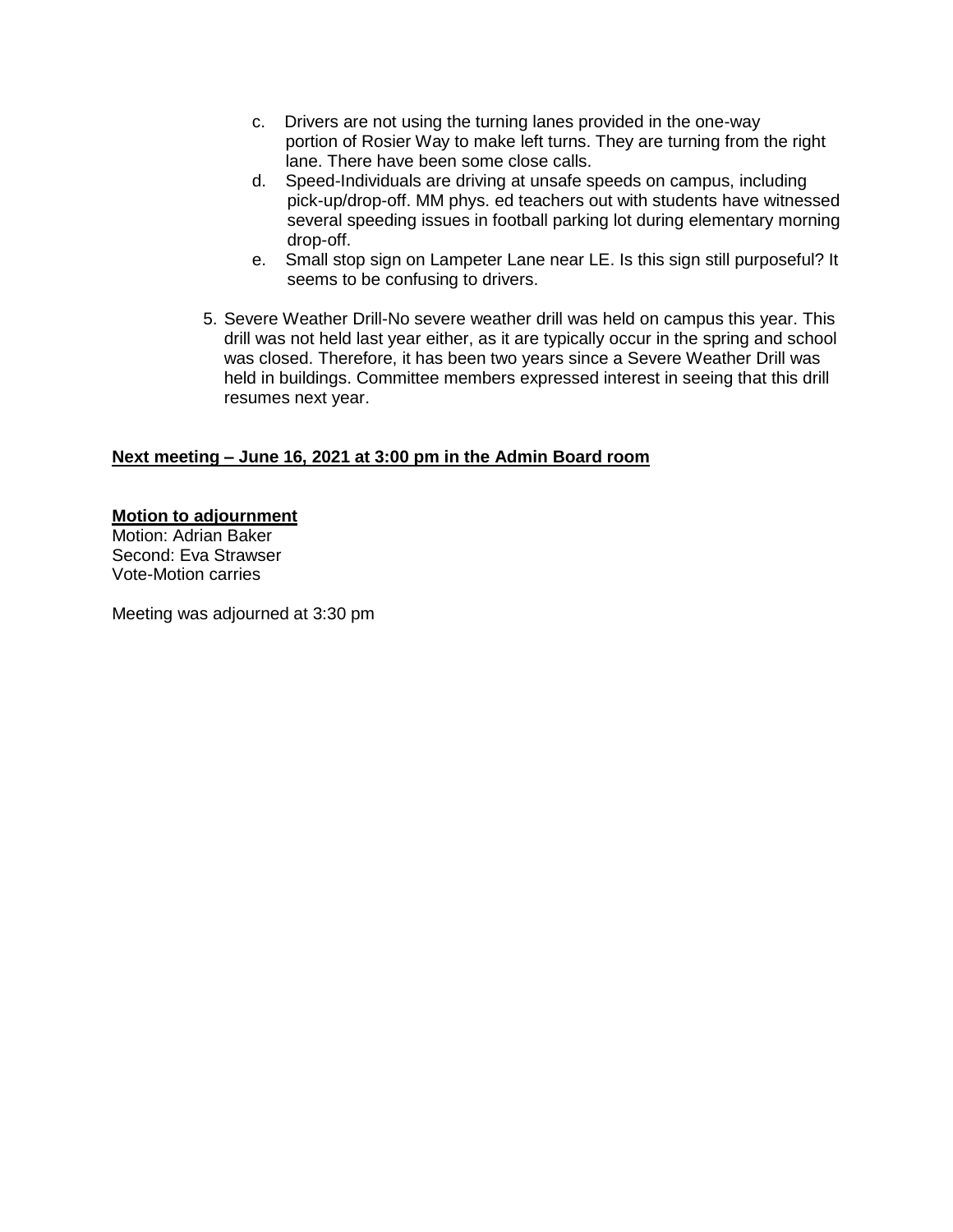c. Drivers are not using the turning lanes provided in the one-way portion of Rosier Way to make left turns. They are turning from the right lane. There have been some close calls.
d. Speed-Individuals are driving at unsafe speeds on campus, including pick-up/drop-off. MM phys. ed teachers out with students have witnessed several speeding issues in football parking lot during elementary morning drop-off.
e. Small stop sign on Lampeter Lane near LE. Is this sign still purposeful? It seems to be confusing to drivers.

5. Severe Weather Drill-No severe weather drill was held on campus this year. This drill was not held last year either, as it are typically occur in the spring and school was closed. Therefore, it has been two years since a Severe Weather Drill was held in buildings. Committee members expressed interest in seeing that this drill resumes next year.

**Next meeting – June 16, 2021 at 3:00 pm in the Admin Board room**

**Motion to adjournment**
Motion: Adrian Baker
Second: Eva Strawser
Vote-Motion carries

Meeting was adjourned at 3:30 pm